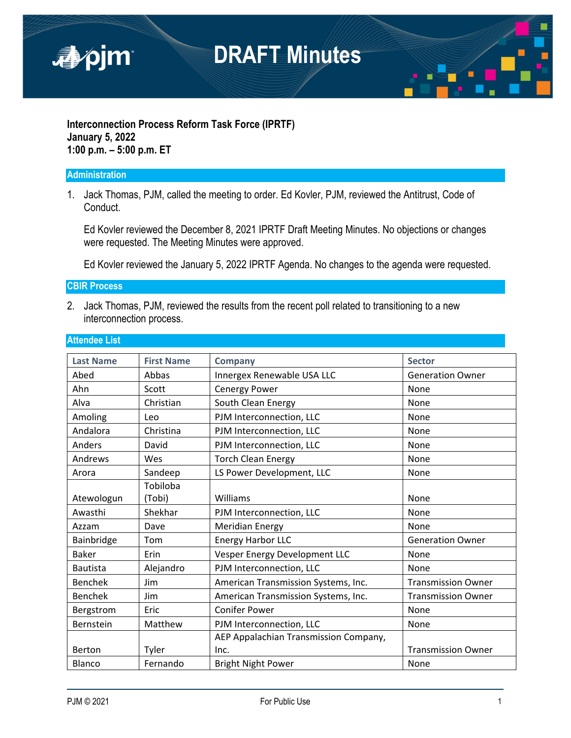# DRAFT Minutes

**Interconnection Process Reform Task Force (IPRTF)**
**January 5, 2022**
**1:00 p.m. – 5:00 p.m. ET**

## Administration

1. Jack Thomas, PJM, called the meeting to order. Ed Kovler, PJM, reviewed the Antitrust, Code of Conduct.

   Ed Kovler reviewed the December 8, 2021 IPRTF Draft Meeting Minutes. No objections or changes were requested. The Meeting Minutes were approved.

   Ed Kovler reviewed the January 5, 2022 IPRTF Agenda. No changes to the agenda were requested.

## CBIR Process

2. Jack Thomas, PJM, reviewed the results from the recent poll related to transitioning to a new interconnection process.

## Attendee List

| Last Name | First Name | Company | Sector |
|---|---|---|---|
| Abed | Abbas | Innergex Renewable USA LLC | Generation Owner |
| Ahn | Scott | Cenergy Power | None |
| Alva | Christian | South Clean Energy | None |
| Amoling | Leo | PJM Interconnection, LLC | None |
| Andalora | Christina | PJM Interconnection, LLC | None |
| Anders | David | PJM Interconnection, LLC | None |
| Andrews | Wes | Torch Clean Energy | None |
| Arora | Sandeep | LS Power Development, LLC | None |
| Atewologun | Tobiloba (Tobi) | Williams | None |
| Awasthi | Shekhar | PJM Interconnection, LLC | None |
| Azzam | Dave | Meridian Energy | None |
| Bainbridge | Tom | Energy Harbor LLC | Generation Owner |
| Baker | Erin | Vesper Energy Development LLC | None |
| Bautista | Alejandro | PJM Interconnection, LLC | None |
| Benchek | Jim | American Transmission Systems, Inc. | Transmission Owner |
| Benchek | Jim | American Transmission Systems, Inc. | Transmission Owner |
| Bergstrom | Eric | Conifer Power | None |
| Bernstein | Matthew | PJM Interconnection, LLC | None |
| Berton | Tyler | AEP Appalachian Transmission Company, Inc. | Transmission Owner |
| Blanco | Fernando | Bright Night Power | None |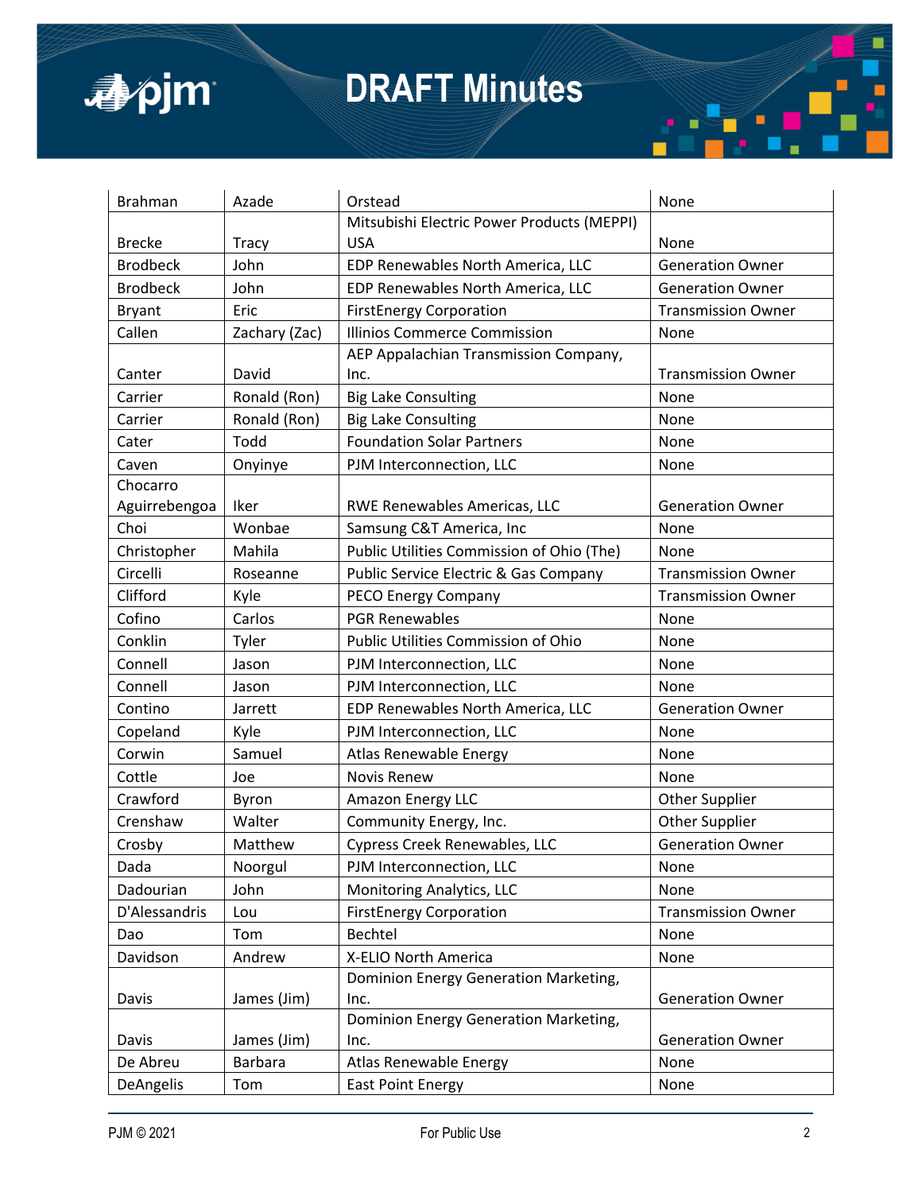| Brahman | Azade | Orstead | None |
|---|---|---|---|
| Brecke | Tracy | Mitsubishi Electric Power Products (MEPPI) USA | None |
| Brodbeck | John | EDP Renewables North America, LLC | Generation Owner |
| Brodbeck | John | EDP Renewables North America, LLC | Generation Owner |
| Bryant | Eric | FirstEnergy Corporation | Transmission Owner |
| Callen | Zachary (Zac) | Illinios Commerce Commission | None |
| Canter | David | AEP Appalachian Transmission Company, Inc. | Transmission Owner |
| Carrier | Ronald (Ron) | Big Lake Consulting | None |
| Carrier | Ronald (Ron) | Big Lake Consulting | None |
| Cater | Todd | Foundation Solar Partners | None |
| Caven | Onyinye | PJM Interconnection, LLC | None |
| Chocarro Aguirrebengoa | Iker | RWE Renewables Americas, LLC | Generation Owner |
| Choi | Wonbae | Samsung C&T America, Inc | None |
| Christopher | Mahila | Public Utilities Commission of Ohio (The) | None |
| Circelli | Roseanne | Public Service Electric & Gas Company | Transmission Owner |
| Clifford | Kyle | PECO Energy Company | Transmission Owner |
| Cofino | Carlos | PGR Renewables | None |
| Conklin | Tyler | Public Utilities Commission of Ohio | None |
| Connell | Jason | PJM Interconnection, LLC | None |
| Connell | Jason | PJM Interconnection, LLC | None |
| Contino | Jarrett | EDP Renewables North America, LLC | Generation Owner |
| Copeland | Kyle | PJM Interconnection, LLC | None |
| Corwin | Samuel | Atlas Renewable Energy | None |
| Cottle | Joe | Novis Renew | None |
| Crawford | Byron | Amazon Energy LLC | Other Supplier |
| Crenshaw | Walter | Community Energy, Inc. | Other Supplier |
| Crosby | Matthew | Cypress Creek Renewables, LLC | Generation Owner |
| Dada | Noorgul | PJM Interconnection, LLC | None |
| Dadourian | John | Monitoring Analytics, LLC | None |
| D'Alessandris | Lou | FirstEnergy Corporation | Transmission Owner |
| Dao | Tom | Bechtel | None |
| Davidson | Andrew | X-ELIO North America | None |
| Davis | James (Jim) | Dominion Energy Generation Marketing, Inc. | Generation Owner |
| Davis | James (Jim) | Dominion Energy Generation Marketing, Inc. | Generation Owner |
| De Abreu | Barbara | Atlas Renewable Energy | None |
| DeAngelis | Tom | East Point Energy | None |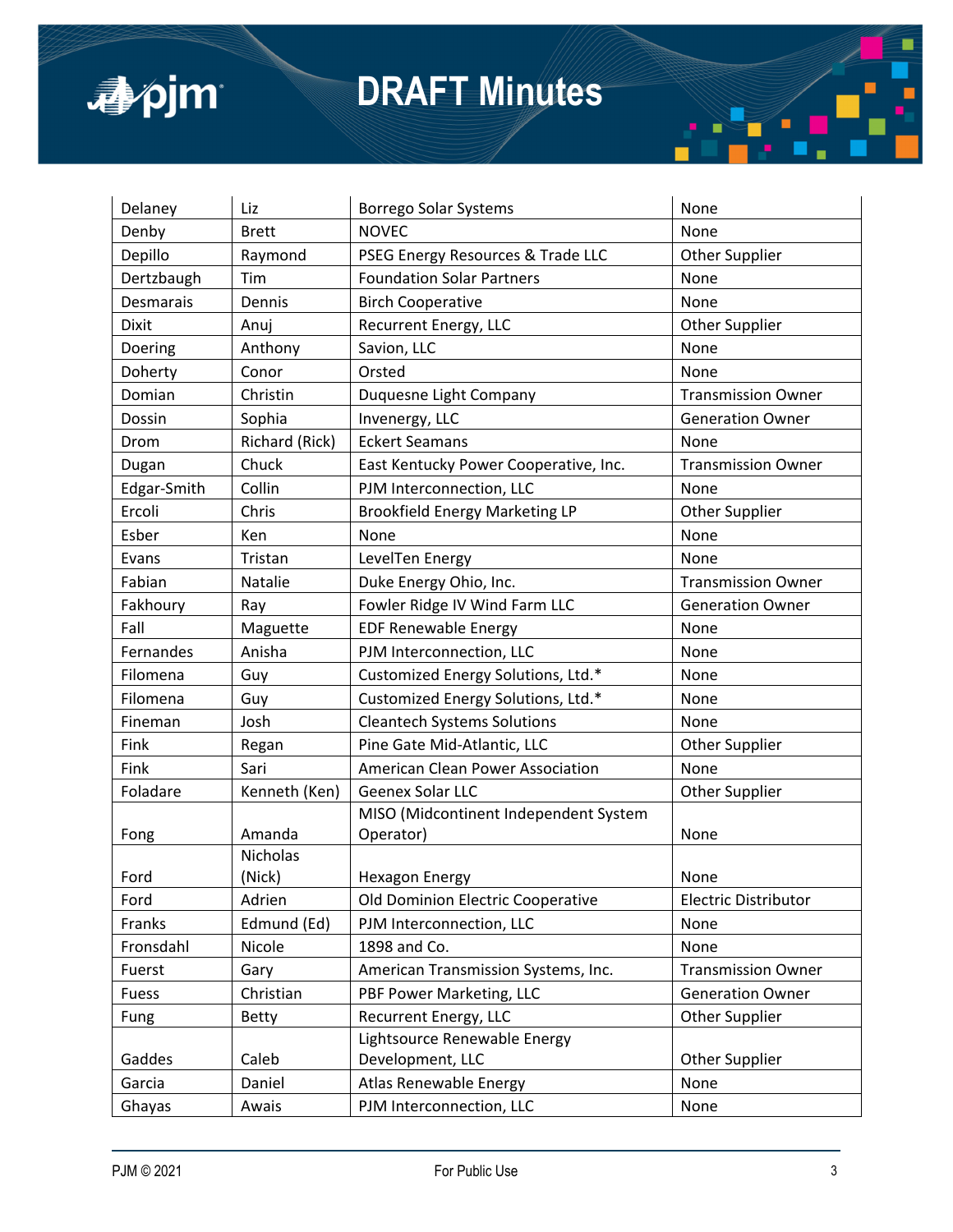| Delaney | Liz | Borrego Solar Systems | None |
|---|---|---|---|
| Denby | Brett | NOVEC | None |
| Depillo | Raymond | PSEG Energy Resources & Trade LLC | Other Supplier |
| Dertzbaugh | Tim | Foundation Solar Partners | None |
| Desmarais | Dennis | Birch Cooperative | None |
| Dixit | Anuj | Recurrent Energy, LLC | Other Supplier |
| Doering | Anthony | Savion, LLC | None |
| Doherty | Conor | Orsted | None |
| Domian | Christin | Duquesne Light Company | Transmission Owner |
| Dossin | Sophia | Invenergy, LLC | Generation Owner |
| Drom | Richard (Rick) | Eckert Seamans | None |
| Dugan | Chuck | East Kentucky Power Cooperative, Inc. | Transmission Owner |
| Edgar-Smith | Collin | PJM Interconnection, LLC | None |
| Ercoli | Chris | Brookfield Energy Marketing LP | Other Supplier |
| Esber | Ken | None | None |
| Evans | Tristan | LevelTen Energy | None |
| Fabian | Natalie | Duke Energy Ohio, Inc. | Transmission Owner |
| Fakhoury | Ray | Fowler Ridge IV Wind Farm LLC | Generation Owner |
| Fall | Maguette | EDF Renewable Energy | None |
| Fernandes | Anisha | PJM Interconnection, LLC | None |
| Filomena | Guy | Customized Energy Solutions, Ltd.* | None |
| Filomena | Guy | Customized Energy Solutions, Ltd.* | None |
| Fineman | Josh | Cleantech Systems Solutions | None |
| Fink | Regan | Pine Gate Mid-Atlantic, LLC | Other Supplier |
| Fink | Sari | American Clean Power Association | None |
| Foladare | Kenneth (Ken) | Geenex Solar LLC | Other Supplier |
| Fong | Amanda | MISO (Midcontinent Independent System Operator) | None |
| Ford | Nicholas (Nick) | Hexagon Energy | None |
| Ford | Adrien | Old Dominion Electric Cooperative | Electric Distributor |
| Franks | Edmund (Ed) | PJM Interconnection, LLC | None |
| Fronsdahl | Nicole | 1898 and Co. | None |
| Fuerst | Gary | American Transmission Systems, Inc. | Transmission Owner |
| Fuess | Christian | PBF Power Marketing, LLC | Generation Owner |
| Fung | Betty | Recurrent Energy, LLC | Other Supplier |
| Gaddes | Caleb | Lightsource Renewable Energy Development, LLC | Other Supplier |
| Garcia | Daniel | Atlas Renewable Energy | None |
| Ghayas | Awais | PJM Interconnection, LLC | None |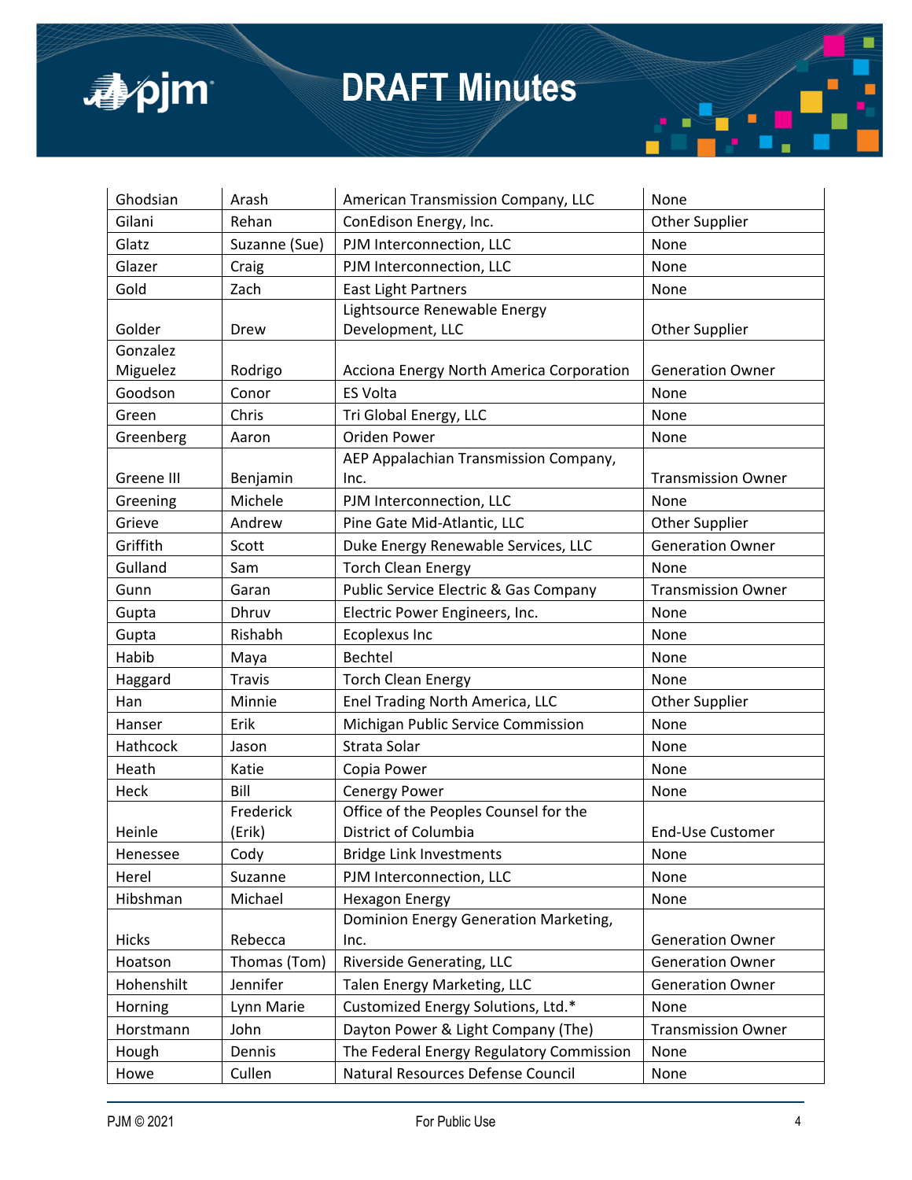| | | | |
|---|---|---|---|
| Ghodsian | Arash | American Transmission Company, LLC | None |
| Gilani | Rehan | ConEdison Energy, Inc. | Other Supplier |
| Glatz | Suzanne (Sue) | PJM Interconnection, LLC | None |
| Glazer | Craig | PJM Interconnection, LLC | None |
| Gold | Zach | East Light Partners | None |
| Golder | Drew | Lightsource Renewable Energy Development, LLC | Other Supplier |
| Gonzalez Miguelez | Rodrigo | Acciona Energy North America Corporation | Generation Owner |
| Goodson | Conor | ES Volta | None |
| Green | Chris | Tri Global Energy, LLC | None |
| Greenberg | Aaron | Oriden Power | None |
| Greene III | Benjamin | AEP Appalachian Transmission Company, Inc. | Transmission Owner |
| Greening | Michele | PJM Interconnection, LLC | None |
| Grieve | Andrew | Pine Gate Mid-Atlantic, LLC | Other Supplier |
| Griffith | Scott | Duke Energy Renewable Services, LLC | Generation Owner |
| Gulland | Sam | Torch Clean Energy | None |
| Gunn | Garan | Public Service Electric & Gas Company | Transmission Owner |
| Gupta | Dhruv | Electric Power Engineers, Inc. | None |
| Gupta | Rishabh | Ecoplexus Inc | None |
| Habib | Maya | Bechtel | None |
| Haggard | Travis | Torch Clean Energy | None |
| Han | Minnie | Enel Trading North America, LLC | Other Supplier |
| Hanser | Erik | Michigan Public Service Commission | None |
| Hathcock | Jason | Strata Solar | None |
| Heath | Katie | Copia Power | None |
| Heck | Bill | Cenergy Power | None |
| Heinle | Frederick (Erik) | Office of the Peoples Counsel for the District of Columbia | End-Use Customer |
| Henessee | Cody | Bridge Link Investments | None |
| Herel | Suzanne | PJM Interconnection, LLC | None |
| Hibshman | Michael | Hexagon Energy | None |
| Hicks | Rebecca | Dominion Energy Generation Marketing, Inc. | Generation Owner |
| Hoatson | Thomas (Tom) | Riverside Generating, LLC | Generation Owner |
| Hohenshilt | Jennifer | Talen Energy Marketing, LLC | Generation Owner |
| Horning | Lynn Marie | Customized Energy Solutions, Ltd.* | None |
| Horstmann | John | Dayton Power & Light Company (The) | Transmission Owner |
| Hough | Dennis | The Federal Energy Regulatory Commission | None |
| Howe | Cullen | Natural Resources Defense Council | None |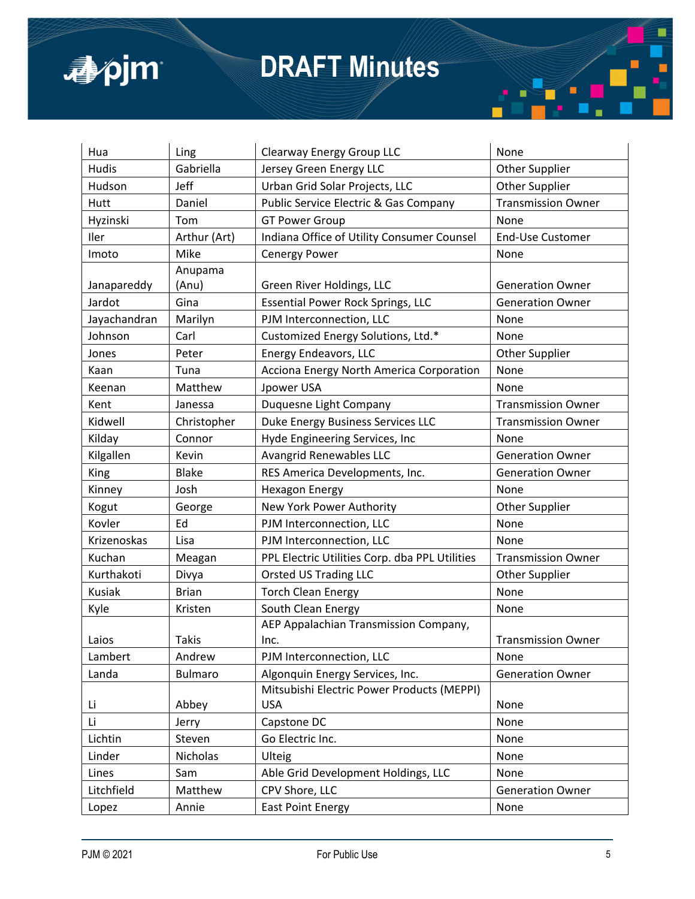| Hua | Ling | Clearway Energy Group LLC | None |
|---|---|---|---|
| Hudis | Gabriella | Jersey Green Energy LLC | Other Supplier |
| Hudson | Jeff | Urban Grid Solar Projects, LLC | Other Supplier |
| Hutt | Daniel | Public Service Electric & Gas Company | Transmission Owner |
| Hyzinski | Tom | GT Power Group | None |
| Iler | Arthur (Art) | Indiana Office of Utility Consumer Counsel | End-Use Customer |
| Imoto | Mike | Cenergy Power | None |
| Janapareddy | Anupama (Anu) | Green River Holdings, LLC | Generation Owner |
| Jardot | Gina | Essential Power Rock Springs, LLC | Generation Owner |
| Jayachandran | Marilyn | PJM Interconnection, LLC | None |
| Johnson | Carl | Customized Energy Solutions, Ltd.* | None |
| Jones | Peter | Energy Endeavors, LLC | Other Supplier |
| Kaan | Tuna | Acciona Energy North America Corporation | None |
| Keenan | Matthew | Jpower USA | None |
| Kent | Janessa | Duquesne Light Company | Transmission Owner |
| Kidwell | Christopher | Duke Energy Business Services LLC | Transmission Owner |
| Kilday | Connor | Hyde Engineering Services, Inc | None |
| Kilgallen | Kevin | Avangrid Renewables LLC | Generation Owner |
| King | Blake | RES America Developments, Inc. | Generation Owner |
| Kinney | Josh | Hexagon Energy | None |
| Kogut | George | New York Power Authority | Other Supplier |
| Kovler | Ed | PJM Interconnection, LLC | None |
| Krizenoskas | Lisa | PJM Interconnection, LLC | None |
| Kuchan | Meagan | PPL Electric Utilities Corp. dba PPL Utilities | Transmission Owner |
| Kurthakoti | Divya | Orsted US Trading LLC | Other Supplier |
| Kusiak | Brian | Torch Clean Energy | None |
| Kyle | Kristen | South Clean Energy | None |
| Laios | Takis | AEP Appalachian Transmission Company, Inc. | Transmission Owner |
| Lambert | Andrew | PJM Interconnection, LLC | None |
| Landa | Bulmaro | Algonquin Energy Services, Inc. | Generation Owner |
| Li | Abbey | Mitsubishi Electric Power Products (MEPPI) USA | None |
| Li | Jerry | Capstone DC | None |
| Lichtin | Steven | Go Electric Inc. | None |
| Linder | Nicholas | Ulteig | None |
| Lines | Sam | Able Grid Development Holdings, LLC | None |
| Litchfield | Matthew | CPV Shore, LLC | Generation Owner |
| Lopez | Annie | East Point Energy | None |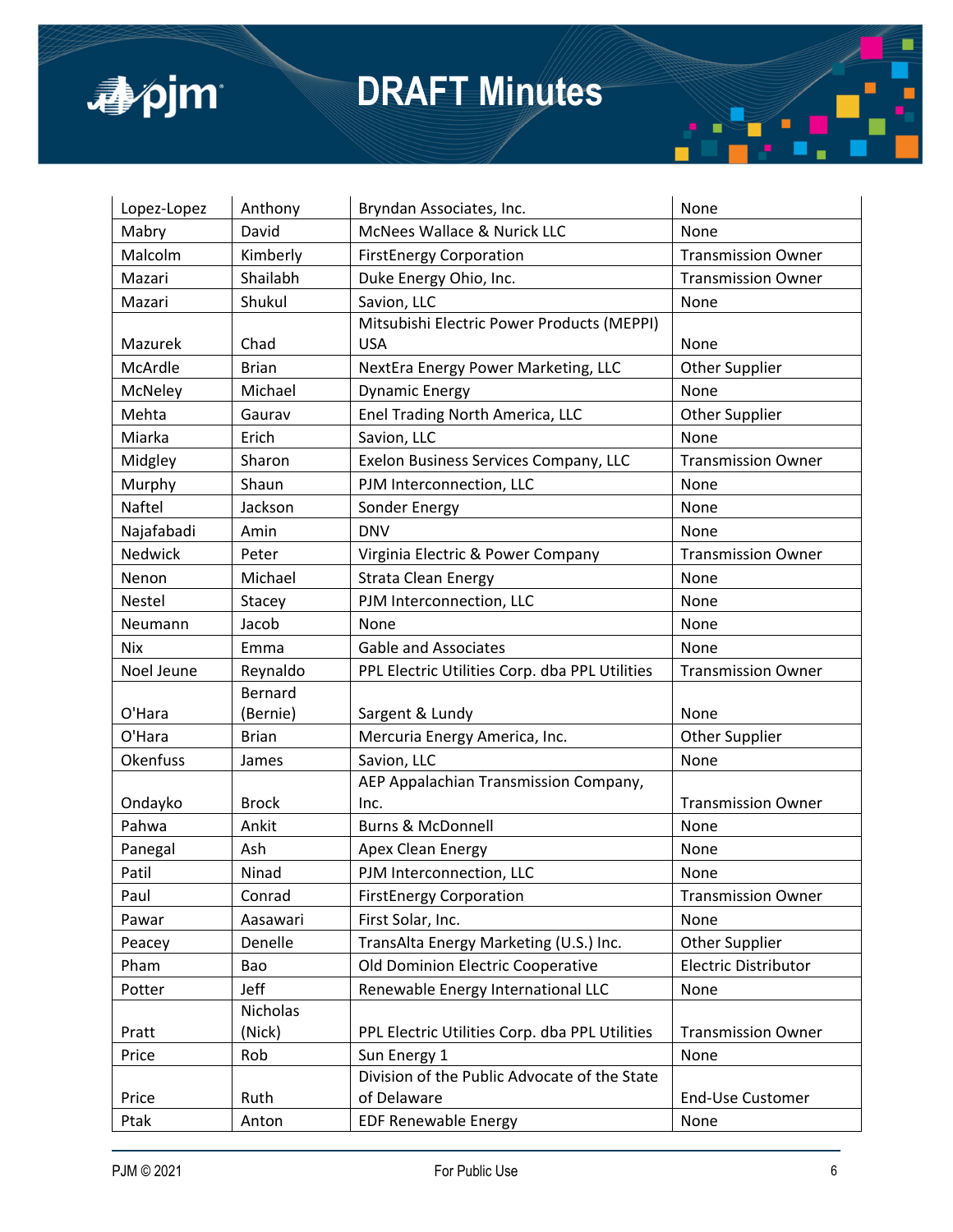| Lopez-Lopez | Anthony | Bryndan Associates, Inc. | None |
|---|---|---|---|
| Mabry | David | McNees Wallace & Nurick LLC | None |
| Malcolm | Kimberly | FirstEnergy Corporation | Transmission Owner |
| Mazari | Shailabh | Duke Energy Ohio, Inc. | Transmission Owner |
| Mazari | Shukul | Savion, LLC | None |
| Mazurek | Chad | Mitsubishi Electric Power Products (MEPPI) USA | None |
| McArdle | Brian | NextEra Energy Power Marketing, LLC | Other Supplier |
| McNeley | Michael | Dynamic Energy | None |
| Mehta | Gaurav | Enel Trading North America, LLC | Other Supplier |
| Miarka | Erich | Savion, LLC | None |
| Midgley | Sharon | Exelon Business Services Company, LLC | Transmission Owner |
| Murphy | Shaun | PJM Interconnection, LLC | None |
| Naftel | Jackson | Sonder Energy | None |
| Najafabadi | Amin | DNV | None |
| Nedwick | Peter | Virginia Electric & Power Company | Transmission Owner |
| Nenon | Michael | Strata Clean Energy | None |
| Nestel | Stacey | PJM Interconnection, LLC | None |
| Neumann | Jacob | None | None |
| Nix | Emma | Gable and Associates | None |
| Noel Jeune | Reynaldo | PPL Electric Utilities Corp. dba PPL Utilities | Transmission Owner |
| O'Hara | Bernard (Bernie) | Sargent & Lundy | None |
| O'Hara | Brian | Mercuria Energy America, Inc. | Other Supplier |
| Okenfuss | James | Savion, LLC | None |
| Ondayko | Brock | AEP Appalachian Transmission Company, Inc. | Transmission Owner |
| Pahwa | Ankit | Burns & McDonnell | None |
| Panegal | Ash | Apex Clean Energy | None |
| Patil | Ninad | PJM Interconnection, LLC | None |
| Paul | Conrad | FirstEnergy Corporation | Transmission Owner |
| Pawar | Aasawari | First Solar, Inc. | None |
| Peacey | Denelle | TransAlta Energy Marketing (U.S.) Inc. | Other Supplier |
| Pham | Bao | Old Dominion Electric Cooperative | Electric Distributor |
| Potter | Jeff | Renewable Energy International LLC | None |
| Pratt | Nicholas (Nick) | PPL Electric Utilities Corp. dba PPL Utilities | Transmission Owner |
| Price | Rob | Sun Energy 1 | None |
| Price | Ruth | Division of the Public Advocate of the State of Delaware | End-Use Customer |
| Ptak | Anton | EDF Renewable Energy | None |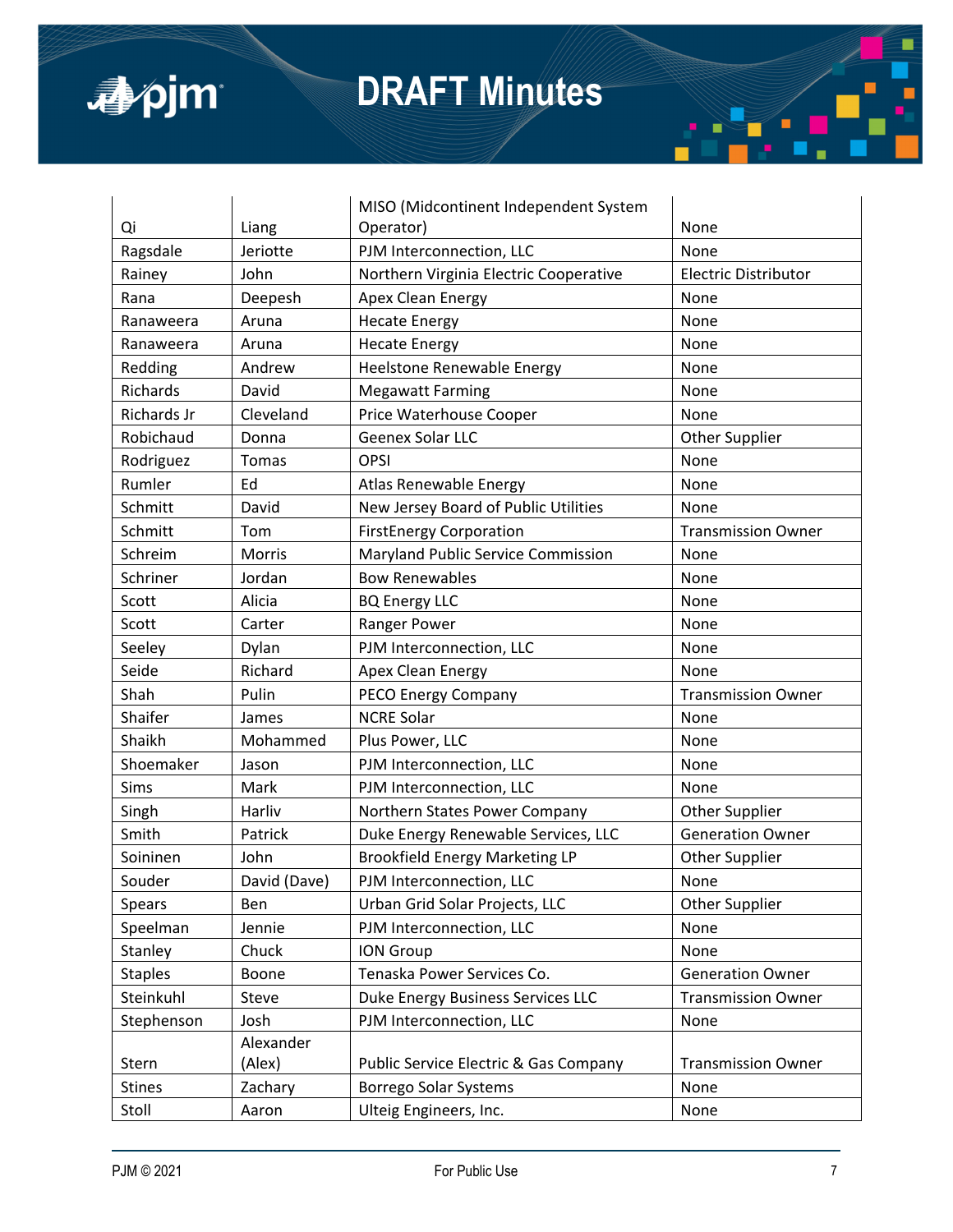| | | | |
|---|---|---|---|
| Qi | Liang | MISO (Midcontinent Independent System Operator) | None |
| Ragsdale | Jeriotte | PJM Interconnection, LLC | None |
| Rainey | John | Northern Virginia Electric Cooperative | Electric Distributor |
| Rana | Deepesh | Apex Clean Energy | None |
| Ranaweera | Aruna | Hecate Energy | None |
| Ranaweera | Aruna | Hecate Energy | None |
| Redding | Andrew | Heelstone Renewable Energy | None |
| Richards | David | Megawatt Farming | None |
| Richards Jr | Cleveland | Price Waterhouse Cooper | None |
| Robichaud | Donna | Geenex Solar LLC | Other Supplier |
| Rodriguez | Tomas | OPSI | None |
| Rumler | Ed | Atlas Renewable Energy | None |
| Schmitt | David | New Jersey Board of Public Utilities | None |
| Schmitt | Tom | FirstEnergy Corporation | Transmission Owner |
| Schreim | Morris | Maryland Public Service Commission | None |
| Schriner | Jordan | Bow Renewables | None |
| Scott | Alicia | BQ Energy LLC | None |
| Scott | Carter | Ranger Power | None |
| Seeley | Dylan | PJM Interconnection, LLC | None |
| Seide | Richard | Apex Clean Energy | None |
| Shah | Pulin | PECO Energy Company | Transmission Owner |
| Shaifer | James | NCRE Solar | None |
| Shaikh | Mohammed | Plus Power, LLC | None |
| Shoemaker | Jason | PJM Interconnection, LLC | None |
| Sims | Mark | PJM Interconnection, LLC | None |
| Singh | Harliv | Northern States Power Company | Other Supplier |
| Smith | Patrick | Duke Energy Renewable Services, LLC | Generation Owner |
| Soininen | John | Brookfield Energy Marketing LP | Other Supplier |
| Souder | David (Dave) | PJM Interconnection, LLC | None |
| Spears | Ben | Urban Grid Solar Projects, LLC | Other Supplier |
| Speelman | Jennie | PJM Interconnection, LLC | None |
| Stanley | Chuck | ION Group | None |
| Staples | Boone | Tenaska Power Services Co. | Generation Owner |
| Steinkuhl | Steve | Duke Energy Business Services LLC | Transmission Owner |
| Stephenson | Josh | PJM Interconnection, LLC | None |
| Stern | Alexander (Alex) | Public Service Electric & Gas Company | Transmission Owner |
| Stines | Zachary | Borrego Solar Systems | None |
| Stoll | Aaron | Ulteig Engineers, Inc. | None |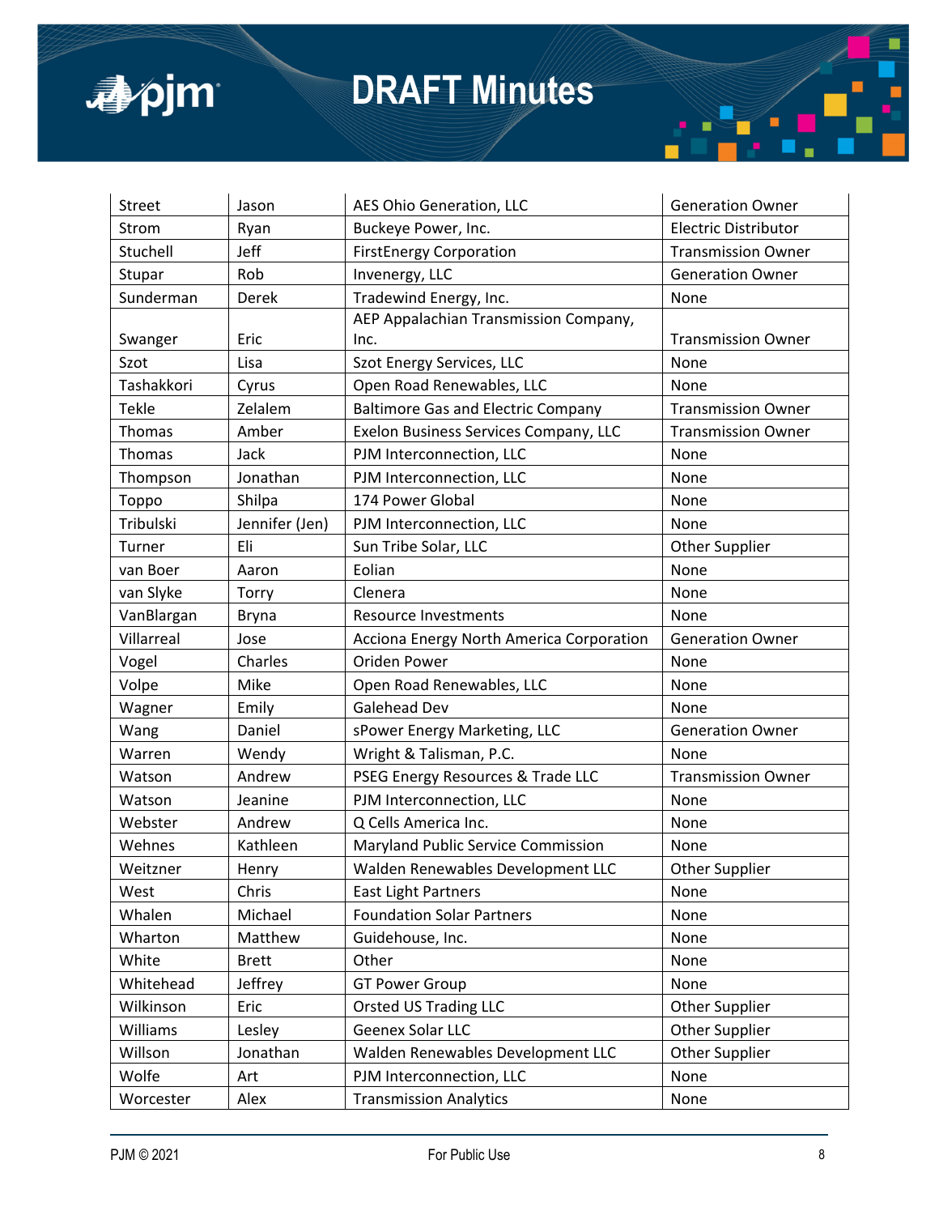| | | | |
|---|---|---|---|
| Street | Jason | AES Ohio Generation, LLC | Generation Owner |
| Strom | Ryan | Buckeye Power, Inc. | Electric Distributor |
| Stuchell | Jeff | FirstEnergy Corporation | Transmission Owner |
| Stupar | Rob | Invenergy, LLC | Generation Owner |
| Sunderman | Derek | Tradewind Energy, Inc. | None |
| Swanger | Eric | AEP Appalachian Transmission Company, Inc. | Transmission Owner |
| Szot | Lisa | Szot Energy Services, LLC | None |
| Tashakkori | Cyrus | Open Road Renewables, LLC | None |
| Tekle | Zelalem | Baltimore Gas and Electric Company | Transmission Owner |
| Thomas | Amber | Exelon Business Services Company, LLC | Transmission Owner |
| Thomas | Jack | PJM Interconnection, LLC | None |
| Thompson | Jonathan | PJM Interconnection, LLC | None |
| Toppo | Shilpa | 174 Power Global | None |
| Tribulski | Jennifer (Jen) | PJM Interconnection, LLC | None |
| Turner | Eli | Sun Tribe Solar, LLC | Other Supplier |
| van Boer | Aaron | Eolian | None |
| van Slyke | Torry | Clenera | None |
| VanBlargan | Bryna | Resource Investments | None |
| Villarreal | Jose | Acciona Energy North America Corporation | Generation Owner |
| Vogel | Charles | Oriden Power | None |
| Volpe | Mike | Open Road Renewables, LLC | None |
| Wagner | Emily | Galehead Dev | None |
| Wang | Daniel | sPower Energy Marketing, LLC | Generation Owner |
| Warren | Wendy | Wright & Talisman, P.C. | None |
| Watson | Andrew | PSEG Energy Resources & Trade LLC | Transmission Owner |
| Watson | Jeanine | PJM Interconnection, LLC | None |
| Webster | Andrew | Q Cells America Inc. | None |
| Wehnes | Kathleen | Maryland Public Service Commission | None |
| Weitzner | Henry | Walden Renewables Development LLC | Other Supplier |
| West | Chris | East Light Partners | None |
| Whalen | Michael | Foundation Solar Partners | None |
| Wharton | Matthew | Guidehouse, Inc. | None |
| White | Brett | Other | None |
| Whitehead | Jeffrey | GT Power Group | None |
| Wilkinson | Eric | Orsted US Trading LLC | Other Supplier |
| Williams | Lesley | Geenex Solar LLC | Other Supplier |
| Willson | Jonathan | Walden Renewables Development LLC | Other Supplier |
| Wolfe | Art | PJM Interconnection, LLC | None |
| Worcester | Alex | Transmission Analytics | None |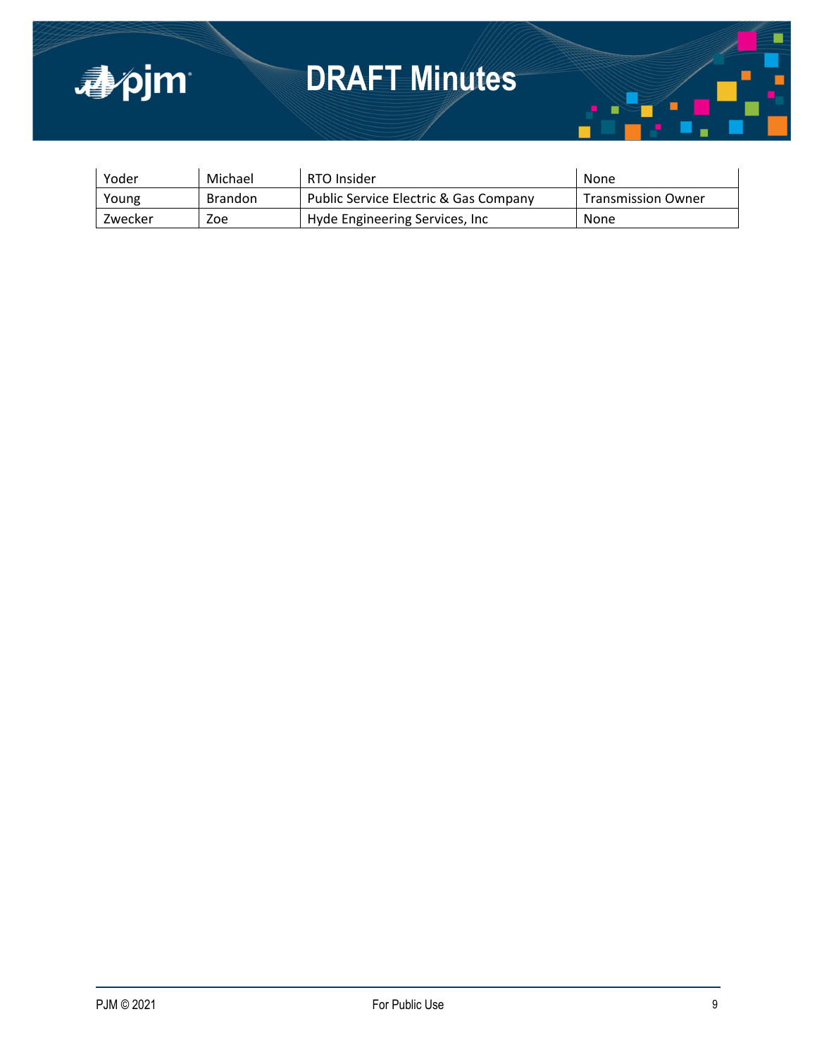| | | | |
|---|---|---|---|
| Yoder | Michael | RTO Insider | None |
| Young | Brandon | Public Service Electric & Gas Company | Transmission Owner |
| Zwecker | Zoe | Hyde Engineering Services, Inc | None |